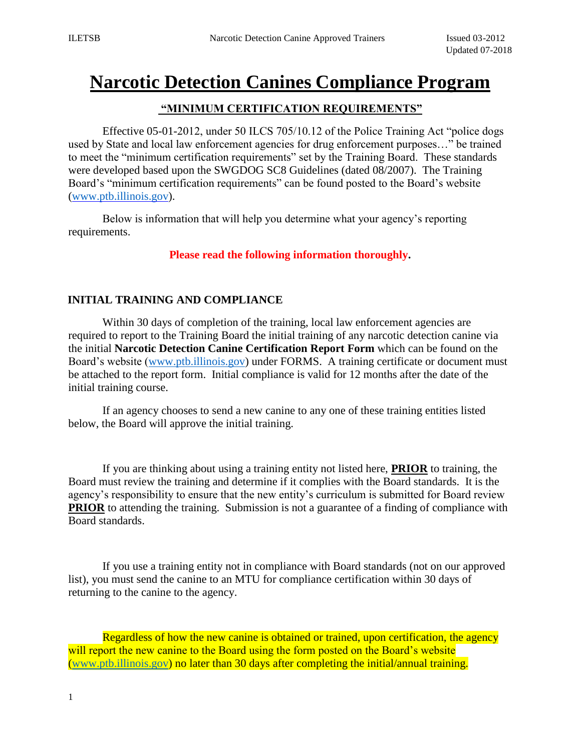# Narcotic Detection Canines Compliance Program

## "MINIMUM CERTIFICATION REQUIREMENTS"

Effective 05-01-2012, under 50 ILCS 705/10.12 of the Police Training Act "police dogs used by State and local law enforcement agencies for drug enforcement purposes…" be trained to meet the "minimum certification requirements" set by the Training Board. These standards were developed based upon the SWGDOG SC8 Guidelines (dated 08/2007). The Training Board's "minimum certification requirements" can be found posted to the Board's website (www.ptb.illinois.gov).

Below is information that will help you determine what your agency's reporting requirements.

**Please read the following information thoroughly.**

### INITIAL TRAINING AND COMPLIANCE

Within 30 days of completion of the training, local law enforcement agencies are required to report to the Training Board the initial training of any narcotic detection canine via the initial **Narcotic Detection Canine Certification Report Form** which can be found on the Board's website (www.ptb.illinois.gov) under FORMS. A training certificate or document must be attached to the report form. Initial compliance is valid for 12 months after the date of the initial training course.

If an agency chooses to send a new canine to any one of these training entities listed below, the Board will approve the initial training.

If you are thinking about using a training entity not listed here, **PRIOR** to training, the Board must review the training and determine if it complies with the Board standards. It is the agency's responsibility to ensure that the new entity's curriculum is submitted for Board review **PRIOR** to attending the training. Submission is not a guarantee of a finding of compliance with Board standards.

If you use a training entity not in compliance with Board standards (not on our approved list), you must send the canine to an MTU for compliance certification within 30 days of returning to the canine to the agency.

Regardless of how the new canine is obtained or trained, upon certification, the agency will report the new canine to the Board using the form posted on the Board's website (www.ptb.illinois.gov) no later than 30 days after completing the initial/annual training.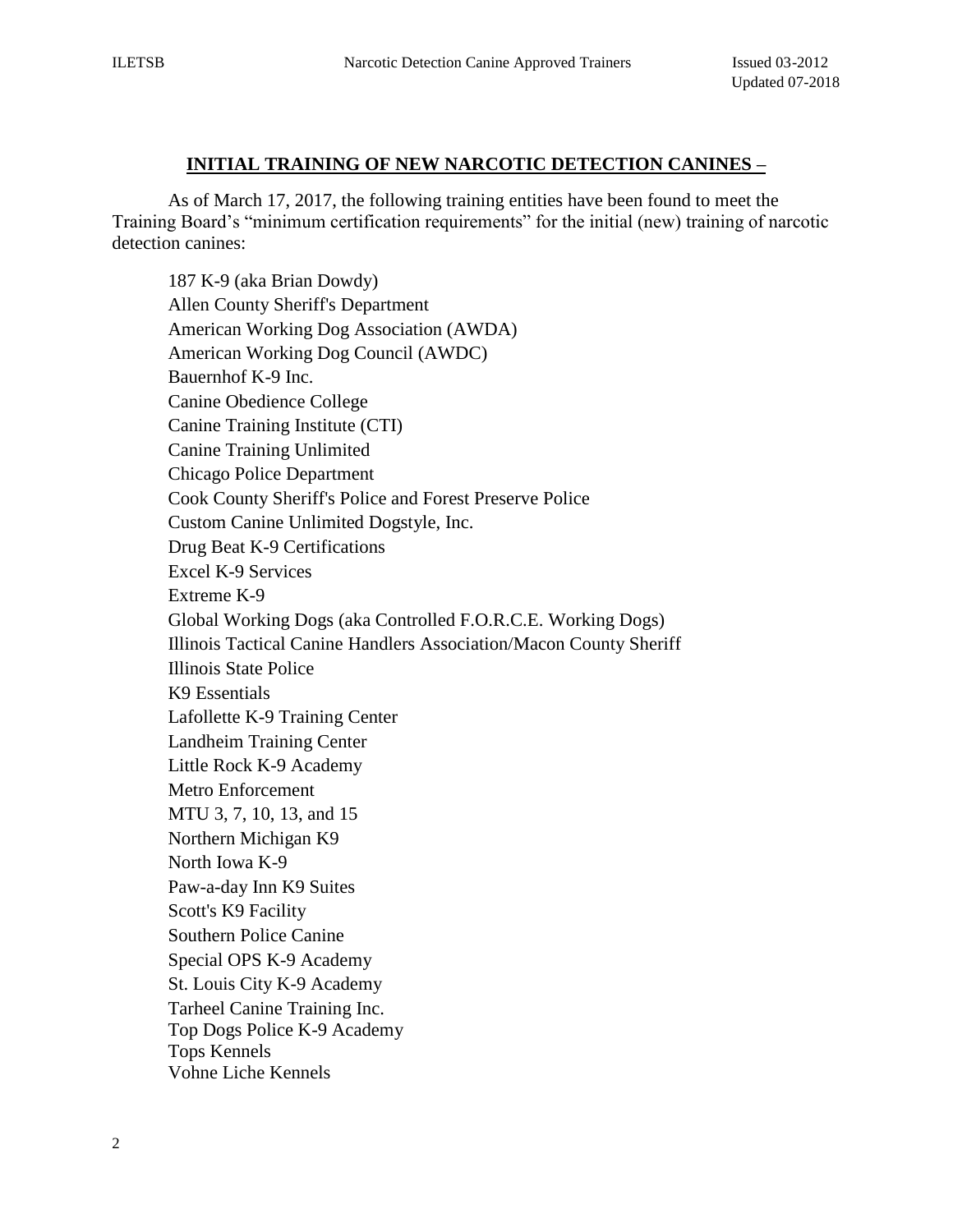## INITIAL TRAINING OF NEW NARCOTIC DETECTION CANINES –

As of March 17, 2017, the following training entities have been found to meet the Training Board's "minimum certification requirements" for the initial (new) training of narcotic detection canines:

187 K-9 (aka Brian Dowdy)
Allen County Sheriff's Department
American Working Dog Association (AWDA)
American Working Dog Council (AWDC)
Bauernhof K-9 Inc.
Canine Obedience College
Canine Training Institute (CTI)
Canine Training Unlimited
Chicago Police Department
Cook County Sheriff's Police and Forest Preserve Police
Custom Canine Unlimited Dogstyle, Inc.
Drug Beat K-9 Certifications
Excel K-9 Services
Extreme K-9
Global Working Dogs (aka Controlled F.O.R.C.E. Working Dogs)
Illinois Tactical Canine Handlers Association/Macon County Sheriff
Illinois State Police
K9 Essentials
Lafollette K-9 Training Center
Landheim Training Center
Little Rock K-9 Academy
Metro Enforcement
MTU 3, 7, 10, 13, and 15
Northern Michigan K9
North Iowa K-9
Paw-a-day Inn K9 Suites
Scott's K9 Facility
Southern Police Canine
Special OPS K-9 Academy
St. Louis City K-9 Academy
Tarheel Canine Training Inc.
Top Dogs Police K-9 Academy
Tops Kennels
Vohne Liche Kennels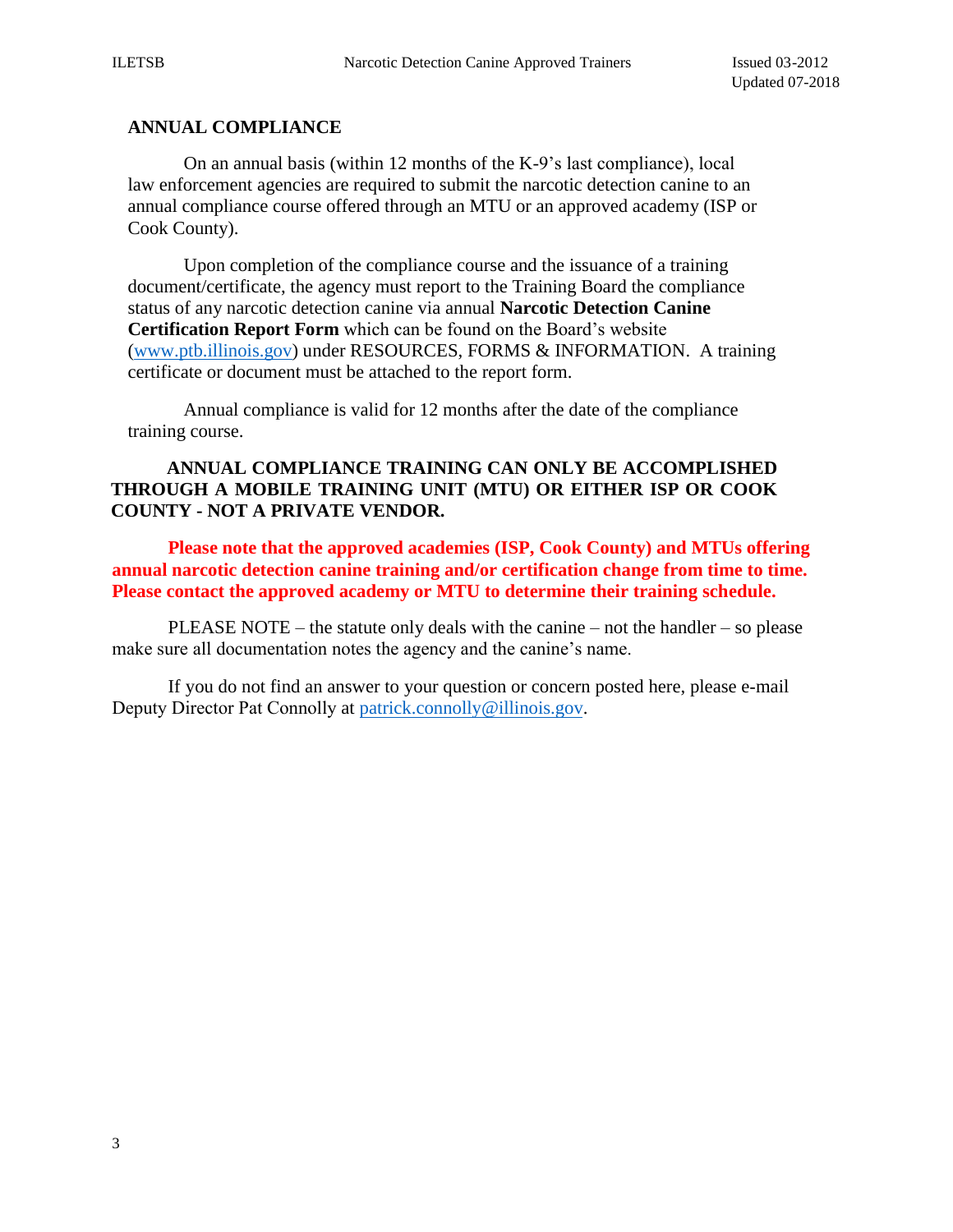## ANNUAL COMPLIANCE

On an annual basis (within 12 months of the K-9's last compliance), local law enforcement agencies are required to submit the narcotic detection canine to an annual compliance course offered through an MTU or an approved academy (ISP or Cook County).

Upon completion of the compliance course and the issuance of a training document/certificate, the agency must report to the Training Board the compliance status of any narcotic detection canine via annual **Narcotic Detection Canine Certification Report Form** which can be found on the Board's website (www.ptb.illinois.gov) under RESOURCES, FORMS & INFORMATION. A training certificate or document must be attached to the report form.

Annual compliance is valid for 12 months after the date of the compliance training course.

**ANNUAL COMPLIANCE TRAINING CAN ONLY BE ACCOMPLISHED THROUGH A MOBILE TRAINING UNIT (MTU) OR EITHER ISP OR COOK COUNTY - NOT A PRIVATE VENDOR.**

**Please note that the approved academies (ISP, Cook County) and MTUs offering annual narcotic detection canine training and/or certification change from time to time. Please contact the approved academy or MTU to determine their training schedule.**

PLEASE NOTE – the statute only deals with the canine – not the handler – so please make sure all documentation notes the agency and the canine's name.

If you do not find an answer to your question or concern posted here, please e-mail Deputy Director Pat Connolly at patrick.connolly@illinois.gov.